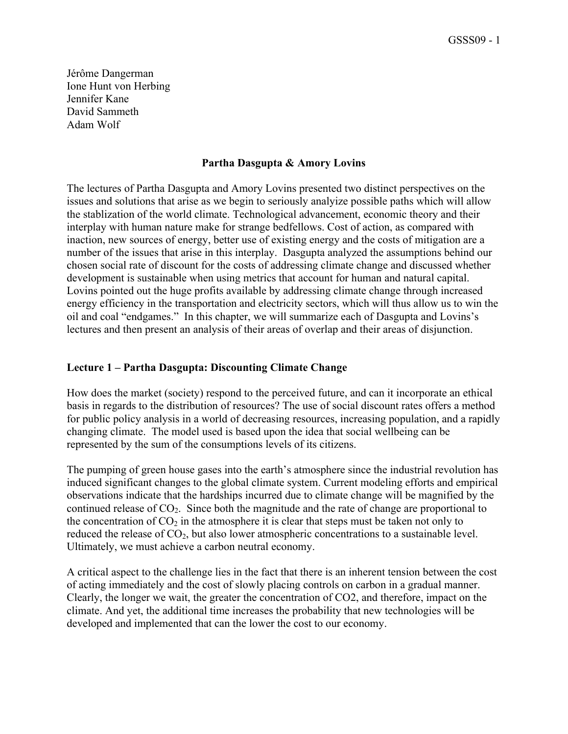Jérôme Dangerman
Ione Hunt von Herbing
Jennifer Kane
David Sammeth
Adam Wolf

## Partha Dasgupta & Amory Lovins

The lectures of Partha Dasgupta and Amory Lovins presented two distinct perspectives on the issues and solutions that arise as we begin to seriously analyze possible paths which will allow the stablization of the world climate. Technological advancement, economic theory and their interplay with human nature make for strange bedfellows. Cost of action, as compared with inaction, new sources of energy, better use of existing energy and the costs of mitigation are a number of the issues that arise in this interplay. Dasgupta analyzed the assumptions behind our chosen social rate of discount for the costs of addressing climate change and discussed whether development is sustainable when using metrics that account for human and natural capital. Lovins pointed out the huge profits available by addressing climate change through increased energy efficiency in the transportation and electricity sectors, which will thus allow us to win the oil and coal "endgames." In this chapter, we will summarize each of Dasgupta and Lovins's lectures and then present an analysis of their areas of overlap and their areas of disjunction.

### Lecture 1 – Partha Dasgupta: Discounting Climate Change

How does the market (society) respond to the perceived future, and can it incorporate an ethical basis in regards to the distribution of resources? The use of social discount rates offers a method for public policy analysis in a world of decreasing resources, increasing population, and a rapidly changing climate. The model used is based upon the idea that social wellbeing can be represented by the sum of the consumptions levels of its citizens.

The pumping of green house gases into the earth's atmosphere since the industrial revolution has induced significant changes to the global climate system. Current modeling efforts and empirical observations indicate that the hardships incurred due to climate change will be magnified by the continued release of $CO_2$. Since both the magnitude and the rate of change are proportional to the concentration of $CO_2$ in the atmosphere it is clear that steps must be taken not only to reduced the release of $CO_2$, but also lower atmospheric concentrations to a sustainable level. Ultimately, we must achieve a carbon neutral economy.

A critical aspect to the challenge lies in the fact that there is an inherent tension between the cost of acting immediately and the cost of slowly placing controls on carbon in a gradual manner. Clearly, the longer we wait, the greater the concentration of CO2, and therefore, impact on the climate. And yet, the additional time increases the probability that new technologies will be developed and implemented that can the lower the cost to our economy.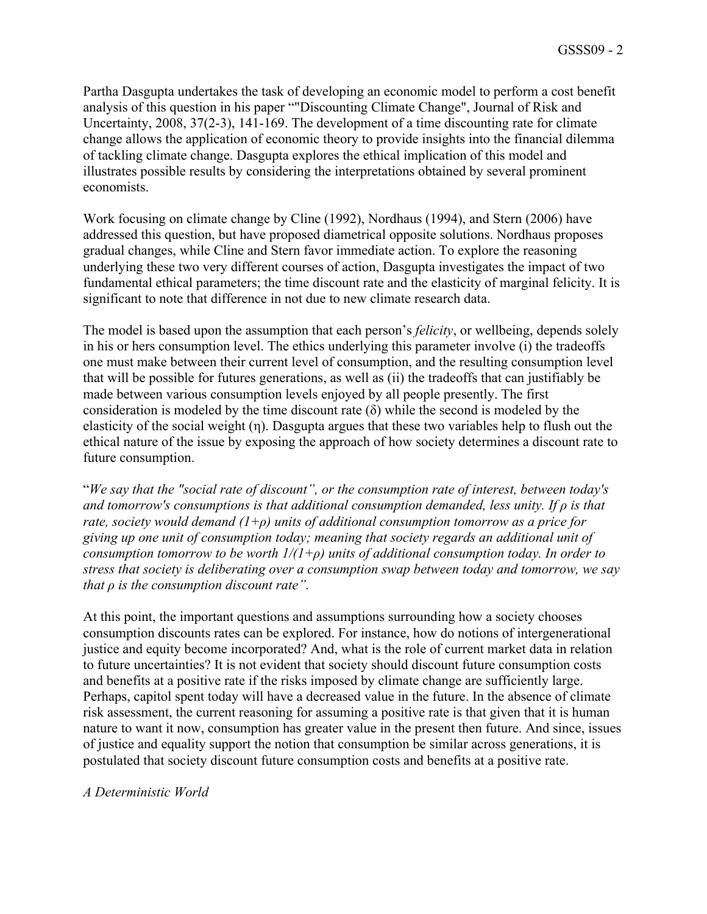Partha Dasgupta undertakes the task of developing an economic model to perform a cost benefit analysis of this question in his paper ""Discounting Climate Change", Journal of Risk and Uncertainty, 2008, 37(2-3), 141-169. The development of a time discounting rate for climate change allows the application of economic theory to provide insights into the financial dilemma of tackling climate change. Dasgupta explores the ethical implication of this model and illustrates possible results by considering the interpretations obtained by several prominent economists.

Work focusing on climate change by Cline (1992), Nordhaus (1994), and Stern (2006) have addressed this question, but have proposed diametrical opposite solutions. Nordhaus proposes gradual changes, while Cline and Stern favor immediate action. To explore the reasoning underlying these two very different courses of action, Dasgupta investigates the impact of two fundamental ethical parameters; the time discount rate and the elasticity of marginal felicity. It is significant to note that difference in not due to new climate research data.

The model is based upon the assumption that each person's *felicity*, or wellbeing, depends solely in his or hers consumption level. The ethics underlying this parameter involve (i) the tradeoffs one must make between their current level of consumption, and the resulting consumption level that will be possible for futures generations, as well as (ii) the tradeoffs that can justifiably be made between various consumption levels enjoyed by all people presently. The first consideration is modeled by the time discount rate ($\delta$) while the second is modeled by the elasticity of the social weight ($\eta$). Dasgupta argues that these two variables help to flush out the ethical nature of the issue by exposing the approach of how society determines a discount rate to future consumption.

"*We say that the "social rate of discount", or the consumption rate of interest, between today's and tomorrow's consumptions is that additional consumption demanded, less unity. If $\rho$ is that rate, society would demand $(1+\rho)$ units of additional consumption tomorrow as a price for giving up one unit of consumption today; meaning that society regards an additional unit of consumption tomorrow to be worth $1/(1+\rho)$ units of additional consumption today. In order to stress that society is deliberating over a consumption swap between today and tomorrow, we say that $\rho$ is the consumption discount rate".*

At this point, the important questions and assumptions surrounding how a society chooses consumption discounts rates can be explored. For instance, how do notions of intergenerational justice and equity become incorporated? And, what is the role of current market data in relation to future uncertainties? It is not evident that society should discount future consumption costs and benefits at a positive rate if the risks imposed by climate change are sufficiently large. Perhaps, capitol spent today will have a decreased value in the future. In the absence of climate risk assessment, the current reasoning for assuming a positive rate is that given that it is human nature to want it now, consumption has greater value in the present then future. And since, issues of justice and equality support the notion that consumption be similar across generations, it is postulated that society discount future consumption costs and benefits at a positive rate.

*A Deterministic World*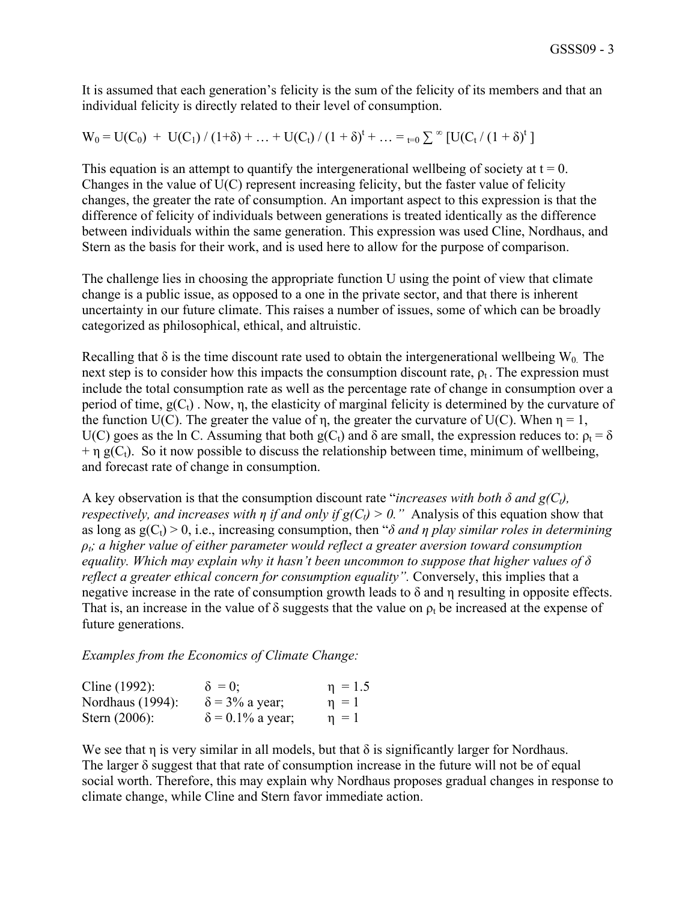It is assumed that each generation's felicity is the sum of the felicity of its members and that an individual felicity is directly related to their level of consumption.

$$W_0 = U(C_0) + U(C_1) / (1+\delta) + \ldots + U(C_t) / (1 + \delta)^t + \ldots = \sum_{t=0}^{\infty} [U(C_t / (1 + \delta)^t ]$$

This equation is an attempt to quantify the intergenerational wellbeing of society at $t = 0$. Changes in the value of $U(C)$ represent increasing felicity, but the faster value of felicity changes, the greater the rate of consumption. An important aspect to this expression is that the difference of felicity of individuals between generations is treated identically as the difference between individuals within the same generation. This expression was used Cline, Nordhaus, and Stern as the basis for their work, and is used here to allow for the purpose of comparison.

The challenge lies in choosing the appropriate function U using the point of view that climate change is a public issue, as opposed to a one in the private sector, and that there is inherent uncertainty in our future climate. This raises a number of issues, some of which can be broadly categorized as philosophical, ethical, and altruistic.

Recalling that $\delta$ is the time discount rate used to obtain the intergenerational wellbeing $W_0$. The next step is to consider how this impacts the consumption discount rate, $\rho_t$ . The expression must include the total consumption rate as well as the percentage rate of change in consumption over a period of time, $g(C_t)$ . Now, $\eta$, the elasticity of marginal felicity is determined by the curvature of the function $U(C)$. The greater the value of $\eta$, the greater the curvature of $U(C)$. When $\eta = 1$, $U(C)$ goes as the $\ln C$. Assuming that both $g(C_t)$ and $\delta$ are small, the expression reduces to: $\rho_t = \delta + \eta\, g(C_t)$. So it now possible to discuss the relationship between time, minimum of wellbeing, and forecast rate of change in consumption.

A key observation is that the consumption discount rate "*increases with both $\delta$ and $g(C_t)$, respectively, and increases with $\eta$ if and only if $g(C_t) > 0$.*" Analysis of this equation show that as long as $g(C_t) > 0$, i.e., increasing consumption, then "*$\delta$ and $\eta$ play similar roles in determining $\rho_t$; a higher value of either parameter would reflect a greater aversion toward consumption equality. Which may explain why it hasn't been uncommon to suppose that higher values of $\delta$ reflect a greater ethical concern for consumption equality".* Conversely, this implies that a negative increase in the rate of consumption growth leads to $\delta$ and $\eta$ resulting in opposite effects. That is, an increase in the value of $\delta$ suggests that the value on $\rho_t$ be increased at the expense of future generations.

*Examples from the Economics of Climate Change:*

| | | |
|---|---|---|
| Cline (1992): | $\delta = 0$; | $\eta = 1.5$ |
| Nordhaus (1994): | $\delta = 3\%$ a year; | $\eta = 1$ |
| Stern (2006): | $\delta = 0.1\%$ a year; | $\eta = 1$ |

We see that $\eta$ is very similar in all models, but that $\delta$ is significantly larger for Nordhaus. The larger $\delta$ suggest that that rate of consumption increase in the future will not be of equal social worth. Therefore, this may explain why Nordhaus proposes gradual changes in response to climate change, while Cline and Stern favor immediate action.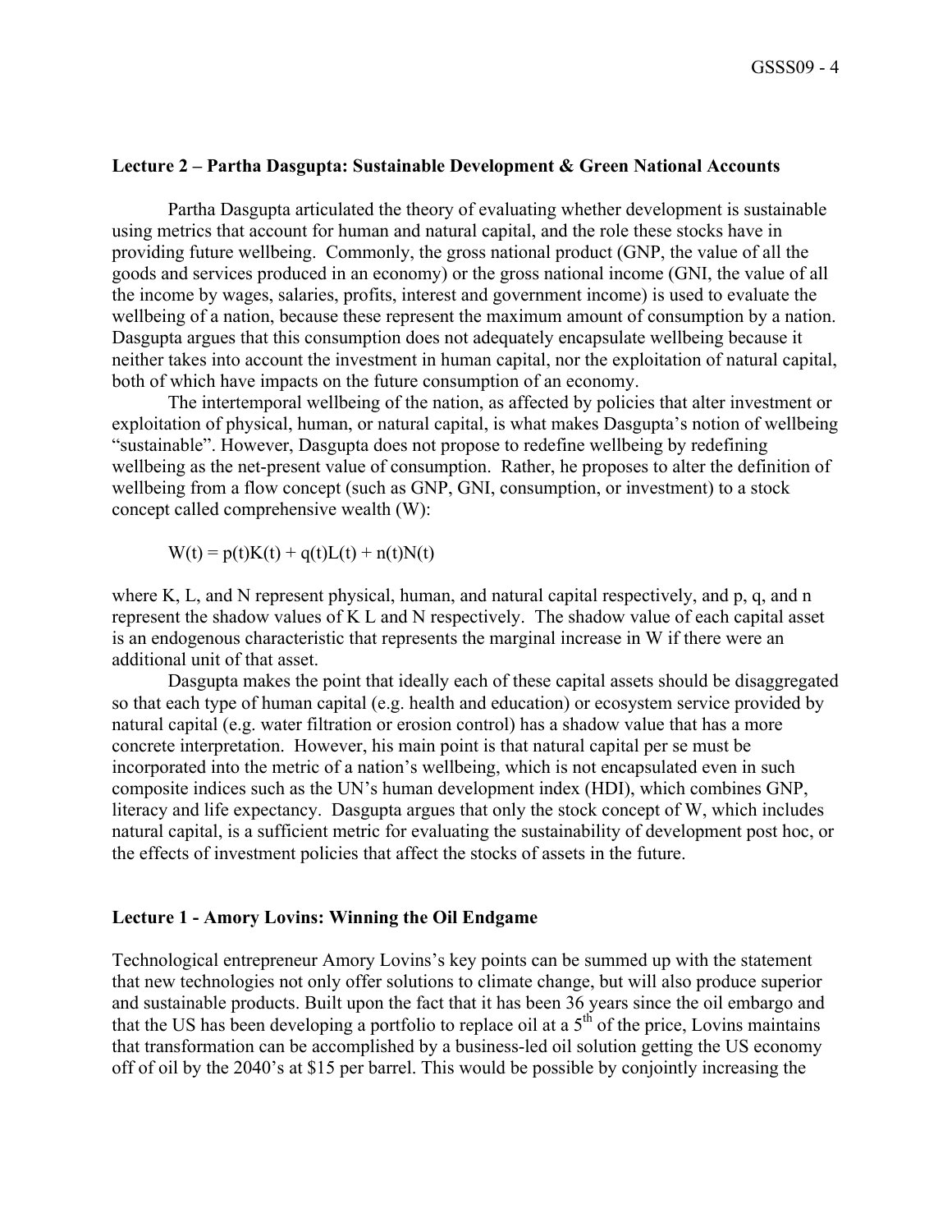### Lecture 2 – Partha Dasgupta: Sustainable Development & Green National Accounts

Partha Dasgupta articulated the theory of evaluating whether development is sustainable using metrics that account for human and natural capital, and the role these stocks have in providing future wellbeing. Commonly, the gross national product (GNP, the value of all the goods and services produced in an economy) or the gross national income (GNI, the value of all the income by wages, salaries, profits, interest and government income) is used to evaluate the wellbeing of a nation, because these represent the maximum amount of consumption by a nation. Dasgupta argues that this consumption does not adequately encapsulate wellbeing because it neither takes into account the investment in human capital, nor the exploitation of natural capital, both of which have impacts on the future consumption of an economy.

The intertemporal wellbeing of the nation, as affected by policies that alter investment or exploitation of physical, human, or natural capital, is what makes Dasgupta's notion of wellbeing "sustainable". However, Dasgupta does not propose to redefine wellbeing by redefining wellbeing as the net-present value of consumption. Rather, he proposes to alter the definition of wellbeing from a flow concept (such as GNP, GNI, consumption, or investment) to a stock concept called comprehensive wealth (W):

$$W(t) = p(t)K(t) + q(t)L(t) + n(t)N(t)$$

where K, L, and N represent physical, human, and natural capital respectively, and p, q, and n represent the shadow values of K L and N respectively. The shadow value of each capital asset is an endogenous characteristic that represents the marginal increase in W if there were an additional unit of that asset.

Dasgupta makes the point that ideally each of these capital assets should be disaggregated so that each type of human capital (e.g. health and education) or ecosystem service provided by natural capital (e.g. water filtration or erosion control) has a shadow value that has a more concrete interpretation. However, his main point is that natural capital per se must be incorporated into the metric of a nation's wellbeing, which is not encapsulated even in such composite indices such as the UN's human development index (HDI), which combines GNP, literacy and life expectancy. Dasgupta argues that only the stock concept of W, which includes natural capital, is a sufficient metric for evaluating the sustainability of development post hoc, or the effects of investment policies that affect the stocks of assets in the future.

### Lecture 1 - Amory Lovins: Winning the Oil Endgame

Technological entrepreneur Amory Lovins's key points can be summed up with the statement that new technologies not only offer solutions to climate change, but will also produce superior and sustainable products. Built upon the fact that it has been 36 years since the oil embargo and that the US has been developing a portfolio to replace oil at a 5th of the price, Lovins maintains that transformation can be accomplished by a business-led oil solution getting the US economy off of oil by the 2040's at $15 per barrel. This would be possible by conjointly increasing the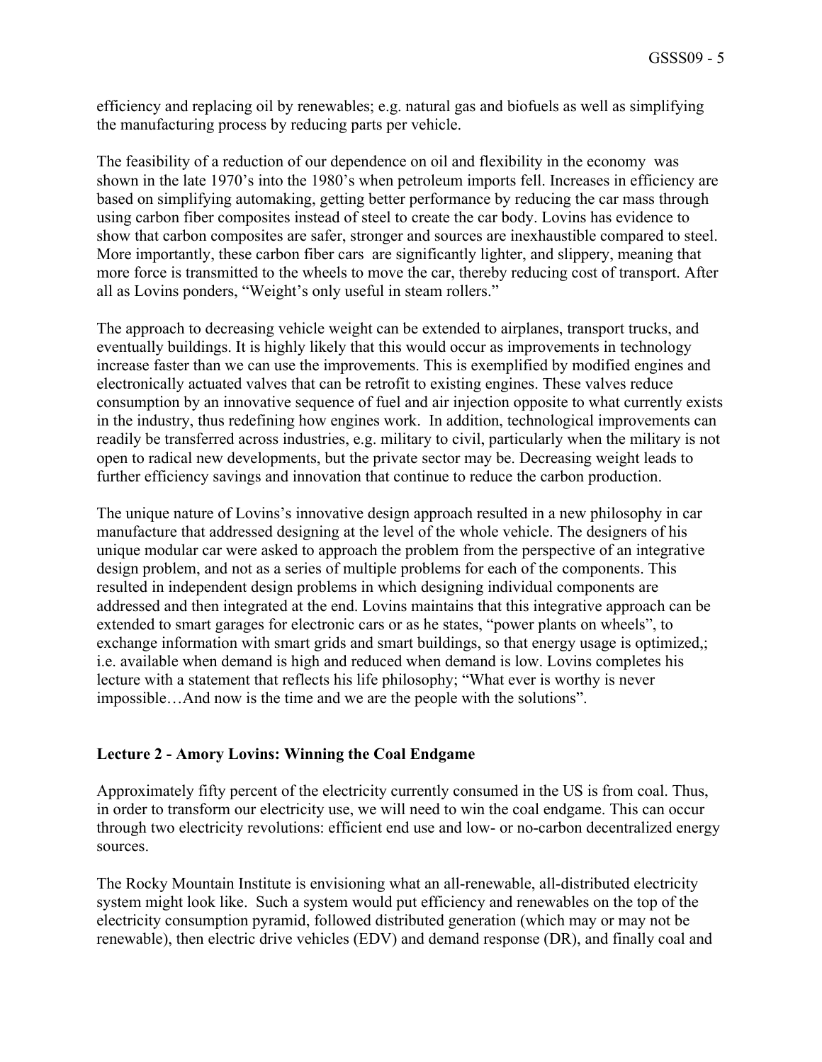efficiency and replacing oil by renewables; e.g. natural gas and biofuels as well as simplifying the manufacturing process by reducing parts per vehicle.

The feasibility of a reduction of our dependence on oil and flexibility in the economy was shown in the late 1970's into the 1980's when petroleum imports fell. Increases in efficiency are based on simplifying automaking, getting better performance by reducing the car mass through using carbon fiber composites instead of steel to create the car body. Lovins has evidence to show that carbon composites are safer, stronger and sources are inexhaustible compared to steel. More importantly, these carbon fiber cars are significantly lighter, and slippery, meaning that more force is transmitted to the wheels to move the car, thereby reducing cost of transport. After all as Lovins ponders, "Weight's only useful in steam rollers."

The approach to decreasing vehicle weight can be extended to airplanes, transport trucks, and eventually buildings. It is highly likely that this would occur as improvements in technology increase faster than we can use the improvements. This is exemplified by modified engines and electronically actuated valves that can be retrofit to existing engines. These valves reduce consumption by an innovative sequence of fuel and air injection opposite to what currently exists in the industry, thus redefining how engines work. In addition, technological improvements can readily be transferred across industries, e.g. military to civil, particularly when the military is not open to radical new developments, but the private sector may be. Decreasing weight leads to further efficiency savings and innovation that continue to reduce the carbon production.

The unique nature of Lovins's innovative design approach resulted in a new philosophy in car manufacture that addressed designing at the level of the whole vehicle. The designers of his unique modular car were asked to approach the problem from the perspective of an integrative design problem, and not as a series of multiple problems for each of the components. This resulted in independent design problems in which designing individual components are addressed and then integrated at the end. Lovins maintains that this integrative approach can be extended to smart garages for electronic cars or as he states, "power plants on wheels", to exchange information with smart grids and smart buildings, so that energy usage is optimized,; i.e. available when demand is high and reduced when demand is low. Lovins completes his lecture with a statement that reflects his life philosophy; "What ever is worthy is never impossible…And now is the time and we are the people with the solutions".

**Lecture 2 - Amory Lovins: Winning the Coal Endgame**

Approximately fifty percent of the electricity currently consumed in the US is from coal. Thus, in order to transform our electricity use, we will need to win the coal endgame. This can occur through two electricity revolutions: efficient end use and low- or no-carbon decentralized energy sources.

The Rocky Mountain Institute is envisioning what an all-renewable, all-distributed electricity system might look like. Such a system would put efficiency and renewables on the top of the electricity consumption pyramid, followed distributed generation (which may or may not be renewable), then electric drive vehicles (EDV) and demand response (DR), and finally coal and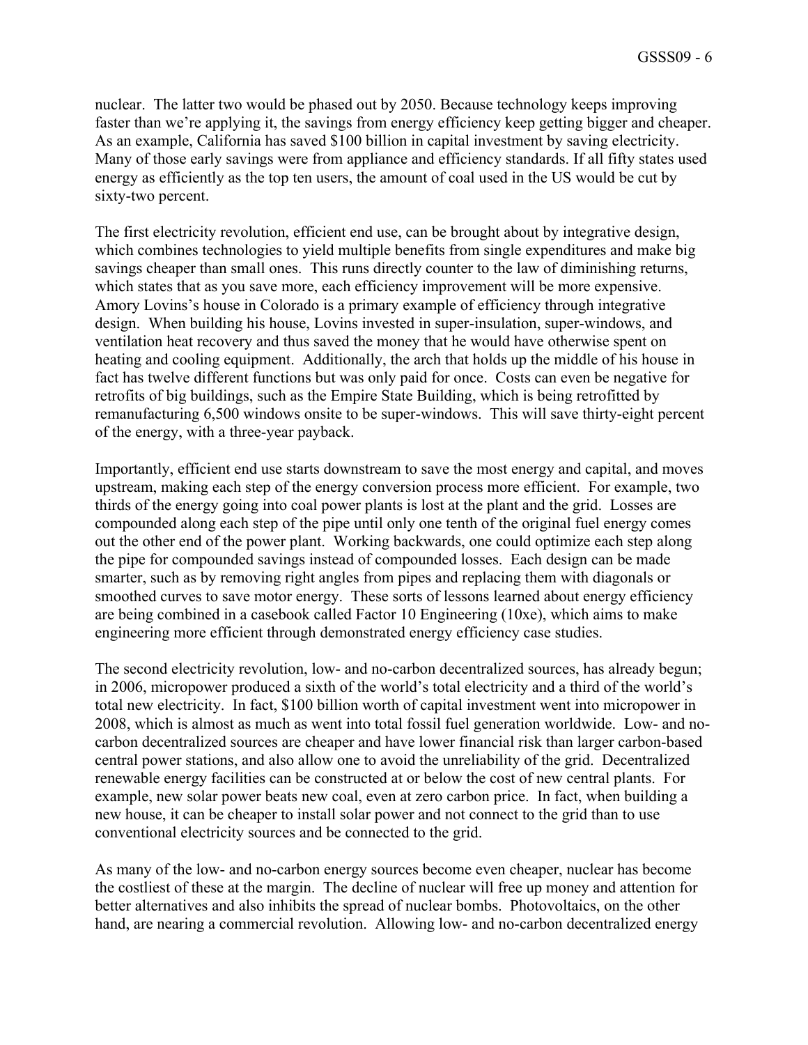nuclear. The latter two would be phased out by 2050. Because technology keeps improving faster than we're applying it, the savings from energy efficiency keep getting bigger and cheaper. As an example, California has saved $100 billion in capital investment by saving electricity. Many of those early savings were from appliance and efficiency standards. If all fifty states used energy as efficiently as the top ten users, the amount of coal used in the US would be cut by sixty-two percent.

The first electricity revolution, efficient end use, can be brought about by integrative design, which combines technologies to yield multiple benefits from single expenditures and make big savings cheaper than small ones. This runs directly counter to the law of diminishing returns, which states that as you save more, each efficiency improvement will be more expensive. Amory Lovins's house in Colorado is a primary example of efficiency through integrative design. When building his house, Lovins invested in super-insulation, super-windows, and ventilation heat recovery and thus saved the money that he would have otherwise spent on heating and cooling equipment. Additionally, the arch that holds up the middle of his house in fact has twelve different functions but was only paid for once. Costs can even be negative for retrofits of big buildings, such as the Empire State Building, which is being retrofitted by remanufacturing 6,500 windows onsite to be super-windows. This will save thirty-eight percent of the energy, with a three-year payback.

Importantly, efficient end use starts downstream to save the most energy and capital, and moves upstream, making each step of the energy conversion process more efficient. For example, two thirds of the energy going into coal power plants is lost at the plant and the grid. Losses are compounded along each step of the pipe until only one tenth of the original fuel energy comes out the other end of the power plant. Working backwards, one could optimize each step along the pipe for compounded savings instead of compounded losses. Each design can be made smarter, such as by removing right angles from pipes and replacing them with diagonals or smoothed curves to save motor energy. These sorts of lessons learned about energy efficiency are being combined in a casebook called Factor 10 Engineering (10xe), which aims to make engineering more efficient through demonstrated energy efficiency case studies.

The second electricity revolution, low- and no-carbon decentralized sources, has already begun; in 2006, micropower produced a sixth of the world's total electricity and a third of the world's total new electricity. In fact, $100 billion worth of capital investment went into micropower in 2008, which is almost as much as went into total fossil fuel generation worldwide. Low- and no-carbon decentralized sources are cheaper and have lower financial risk than larger carbon-based central power stations, and also allow one to avoid the unreliability of the grid. Decentralized renewable energy facilities can be constructed at or below the cost of new central plants. For example, new solar power beats new coal, even at zero carbon price. In fact, when building a new house, it can be cheaper to install solar power and not connect to the grid than to use conventional electricity sources and be connected to the grid.

As many of the low- and no-carbon energy sources become even cheaper, nuclear has become the costliest of these at the margin. The decline of nuclear will free up money and attention for better alternatives and also inhibits the spread of nuclear bombs. Photovoltaics, on the other hand, are nearing a commercial revolution. Allowing low- and no-carbon decentralized energy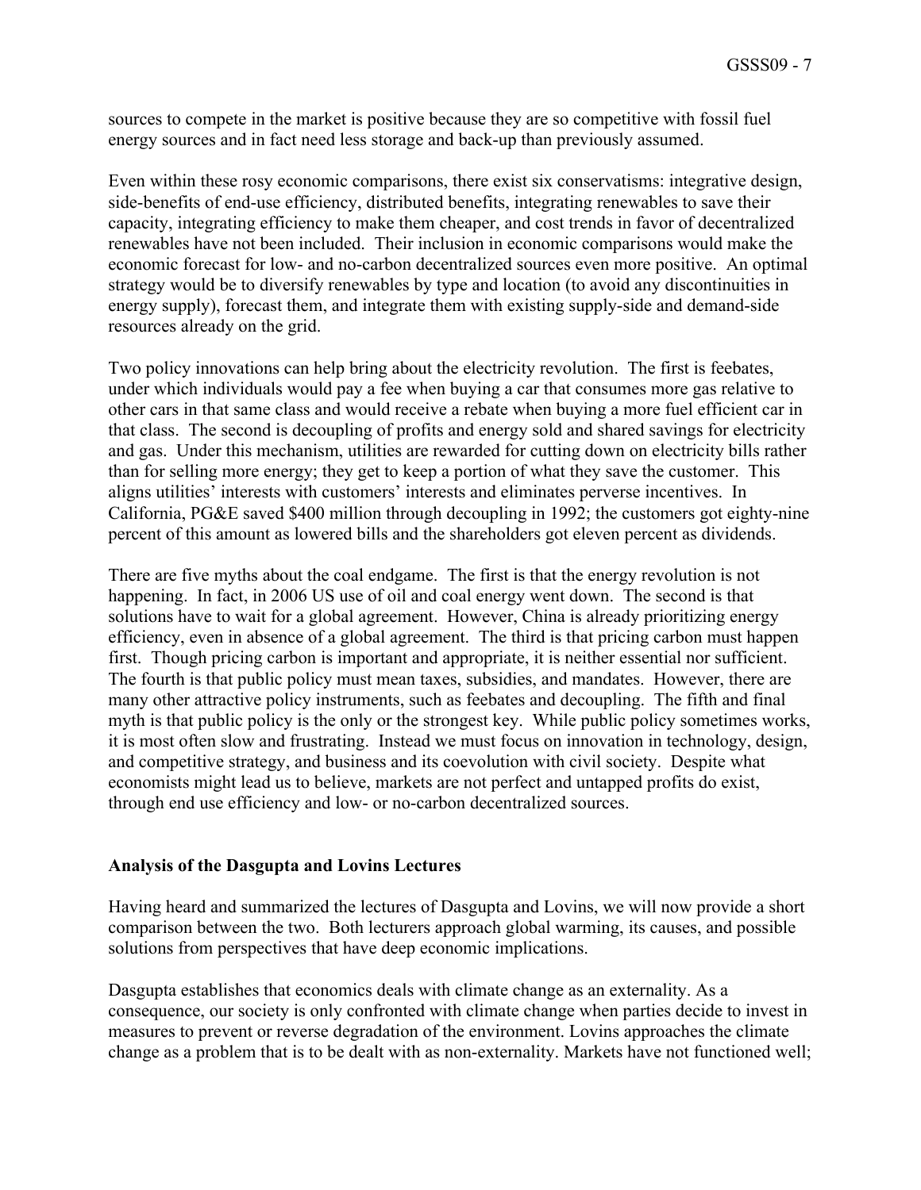sources to compete in the market is positive because they are so competitive with fossil fuel energy sources and in fact need less storage and back-up than previously assumed.

Even within these rosy economic comparisons, there exist six conservatisms: integrative design, side-benefits of end-use efficiency, distributed benefits, integrating renewables to save their capacity, integrating efficiency to make them cheaper, and cost trends in favor of decentralized renewables have not been included. Their inclusion in economic comparisons would make the economic forecast for low- and no-carbon decentralized sources even more positive. An optimal strategy would be to diversify renewables by type and location (to avoid any discontinuities in energy supply), forecast them, and integrate them with existing supply-side and demand-side resources already on the grid.

Two policy innovations can help bring about the electricity revolution. The first is feebates, under which individuals would pay a fee when buying a car that consumes more gas relative to other cars in that same class and would receive a rebate when buying a more fuel efficient car in that class. The second is decoupling of profits and energy sold and shared savings for electricity and gas. Under this mechanism, utilities are rewarded for cutting down on electricity bills rather than for selling more energy; they get to keep a portion of what they save the customer. This aligns utilities' interests with customers' interests and eliminates perverse incentives. In California, PG&E saved $400 million through decoupling in 1992; the customers got eighty-nine percent of this amount as lowered bills and the shareholders got eleven percent as dividends.

There are five myths about the coal endgame. The first is that the energy revolution is not happening. In fact, in 2006 US use of oil and coal energy went down. The second is that solutions have to wait for a global agreement. However, China is already prioritizing energy efficiency, even in absence of a global agreement. The third is that pricing carbon must happen first. Though pricing carbon is important and appropriate, it is neither essential nor sufficient. The fourth is that public policy must mean taxes, subsidies, and mandates. However, there are many other attractive policy instruments, such as feebates and decoupling. The fifth and final myth is that public policy is the only or the strongest key. While public policy sometimes works, it is most often slow and frustrating. Instead we must focus on innovation in technology, design, and competitive strategy, and business and its coevolution with civil society. Despite what economists might lead us to believe, markets are not perfect and untapped profits do exist, through end use efficiency and low- or no-carbon decentralized sources.

**Analysis of the Dasgupta and Lovins Lectures**

Having heard and summarized the lectures of Dasgupta and Lovins, we will now provide a short comparison between the two. Both lecturers approach global warming, its causes, and possible solutions from perspectives that have deep economic implications.

Dasgupta establishes that economics deals with climate change as an externality. As a consequence, our society is only confronted with climate change when parties decide to invest in measures to prevent or reverse degradation of the environment. Lovins approaches the climate change as a problem that is to be dealt with as non-externality. Markets have not functioned well;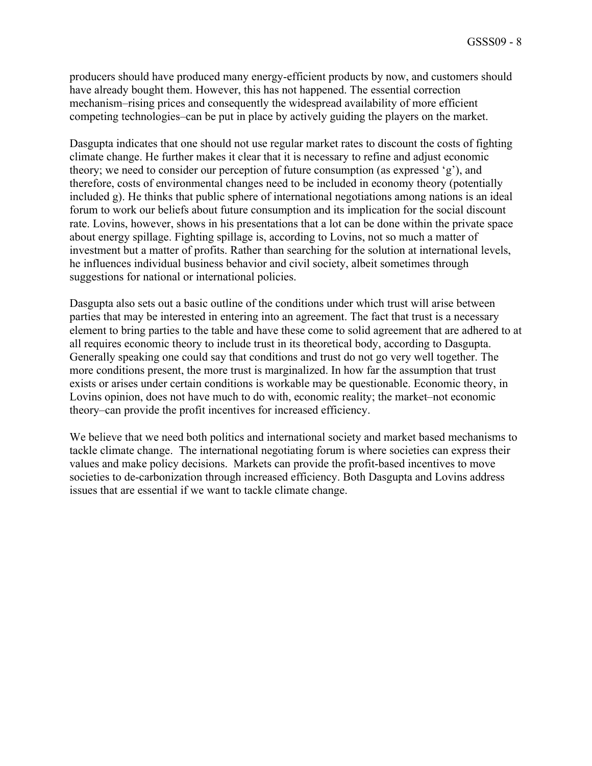producers should have produced many energy-efficient products by now, and customers should have already bought them. However, this has not happened. The essential correction mechanism–rising prices and consequently the widespread availability of more efficient competing technologies–can be put in place by actively guiding the players on the market.

Dasgupta indicates that one should not use regular market rates to discount the costs of fighting climate change. He further makes it clear that it is necessary to refine and adjust economic theory; we need to consider our perception of future consumption (as expressed 'g'), and therefore, costs of environmental changes need to be included in economy theory (potentially included g). He thinks that public sphere of international negotiations among nations is an ideal forum to work our beliefs about future consumption and its implication for the social discount rate. Lovins, however, shows in his presentations that a lot can be done within the private space about energy spillage. Fighting spillage is, according to Lovins, not so much a matter of investment but a matter of profits. Rather than searching for the solution at international levels, he influences individual business behavior and civil society, albeit sometimes through suggestions for national or international policies.

Dasgupta also sets out a basic outline of the conditions under which trust will arise between parties that may be interested in entering into an agreement. The fact that trust is a necessary element to bring parties to the table and have these come to solid agreement that are adhered to at all requires economic theory to include trust in its theoretical body, according to Dasgupta. Generally speaking one could say that conditions and trust do not go very well together. The more conditions present, the more trust is marginalized. In how far the assumption that trust exists or arises under certain conditions is workable may be questionable. Economic theory, in Lovins opinion, does not have much to do with, economic reality; the market–not economic theory–can provide the profit incentives for increased efficiency.

We believe that we need both politics and international society and market based mechanisms to tackle climate change. The international negotiating forum is where societies can express their values and make policy decisions. Markets can provide the profit-based incentives to move societies to de-carbonization through increased efficiency. Both Dasgupta and Lovins address issues that are essential if we want to tackle climate change.